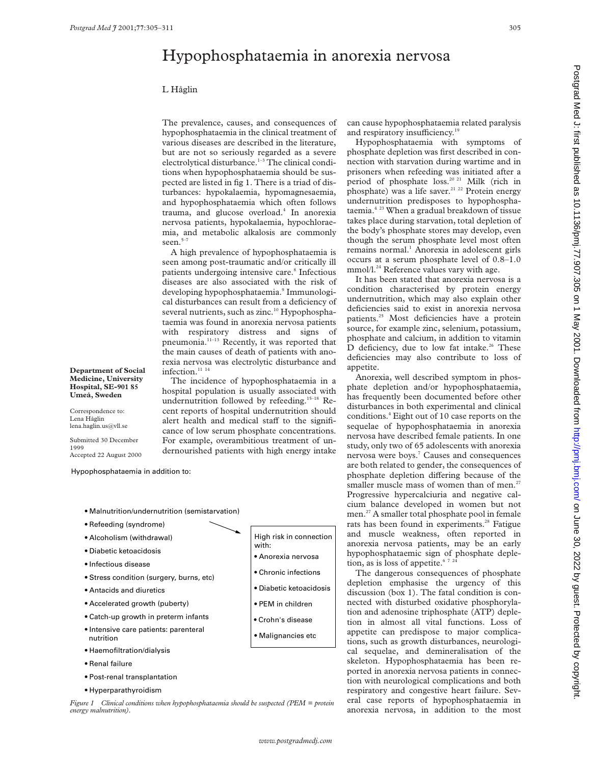# Hypophosphataemia in anorexia nervosa

L Håglin

**Department of Social Medicine, University Hospital, SE-901 85 Umeå, Sweden**

Correspondence to: Lena Håglin lena.haglin.us@vll.se

Submitted 30 December 1999
Accepted 22 August 2000

The prevalence, causes, and consequences of hypophosphataemia in the clinical treatment of various diseases are described in the literature, but are not so seriously regarded as a severe electrolytical disturbance.[1–3] The clinical conditions when hypophosphataemia should be suspected are listed in fig 1. There is a triad of disturbances: hypokalaemia, hypomagnesaemia, and hypophosphataemia which often follows trauma, and glucose overload.[4] In anorexia nervosa patients, hypokalaemia, hypochloraemia, and metabolic alkalosis are commonly seen.[5–7]

A high prevalence of hypophosphataemia is seen among post-traumatic and/or critically ill patients undergoing intensive care.[8] Infectious diseases are also associated with the risk of developing hypophosphataemia.[9] Immunological disturbances can result from a deficiency of several nutrients, such as zinc.[10] Hypophosphataemia was found in anorexia nervosa patients with respiratory distress and signs of pneumonia.[11–13] Recently, it was reported that the main causes of death of patients with anorexia nervosa was electrolytic disturbance and infection.[11 14]

The incidence of hypophosphataemia in a hospital population is usually associated with undernutrition followed by refeeding.[15–18] Recent reports of hospital undernutrition should alert health and medical staff to the significance of low serum phosphate concentrations. For example, overambitious treatment of undernourished patients with high energy intake can cause hypophosphataemia related paralysis and respiratory insufficiency.[19]

Hypophosphataemia with symptoms of phosphate depletion was first described in connection with starvation during wartime and in prisoners when refeeding was initiated after a period of phosphate loss.[20 21] Milk (rich in phosphate) was a life saver.[21 22] Protein energy undernutrition predisposes to hypophosphataemia.[4 23] When a gradual breakdown of tissue takes place during starvation, total depletion of the body's phosphate stores may develop, even though the serum phosphate level most often remains normal.[1] Anorexia in adolescent girls occurs at a serum phosphate level of 0.8–1.0 mmol/l.[24] Reference values vary with age.

It has been stated that anorexia nervosa is a condition characterised by protein energy undernutrition, which may also explain other deficiencies said to exist in anorexia nervosa patients.[25] Most deficiencies have a protein source, for example zinc, selenium, potassium, phosphate and calcium, in addition to vitamin D deficiency, due to low fat intake.[26] These deficiencies may also contribute to loss of appetite.

Anorexia, well described symptom in phosphate depletion and/or hypophosphataemia, has frequently been documented before other disturbances in both experimental and clinical conditions.[4] Eight out of 10 case reports on the sequelae of hypophosphataemia in anorexia nervosa have described female patients. In one study, only two of 65 adolescents with anorexia nervosa were boys.[7] Causes and consequences are both related to gender, the consequences of phosphate depletion differing because of the smaller muscle mass of women than of men.[27] Progressive hypercalciuria and negative calcium balance developed in women but not men.[27] A smaller total phosphate pool in female rats has been found in experiments.[28] Fatigue and muscle weakness, often reported in anorexia nervosa patients, may be an early hypophosphataemic sign of phosphate depletion, as is loss of appetite.[6 7 24]

The dangerous consequences of phosphate depletion emphasise the urgency of this discussion (box 1). The fatal condition is connected with disturbed oxidative phosphorylation and adenosine triphosphate (ATP) depletion in almost all vital functions. Loss of appetite can predispose to major complications, such as growth disturbances, neurological sequelae, and demineralisation of the skeleton. Hypophosphataemia has been reported in anorexia nervosa patients in connection with neurological complications and both respiratory and congestive heart failure. Several case reports of hypophosphataemia in anorexia nervosa, in addition to the most

Hypophosphataemia in addition to:

- Malnutrition/undernutrition (semistarvation)
- Refeeding (syndrome)
- Alcoholism (withdrawal)
- Diabetic ketoacidosis
- Infectious disease
- Stress condition (surgery, burns, etc)
- Antacids and diuretics
- Accelerated growth (puberty)
- Catch-up growth in preterm infants
- Intensive care patients: parenteral nutrition
- Haemofiltration/dialysis
- Renal failure
- Post-renal transplantation
- Hyperparathyroidism

High risk in connection with:

- Anorexia nervosa
- Chronic infections
- Diabetic ketoacidosis
- PEM in children
- Crohn's disease
- Malignancies etc

*Figure 1 Clinical conditions when hypophosphataemia should be suspected (PEM = protein energy malnutrition).*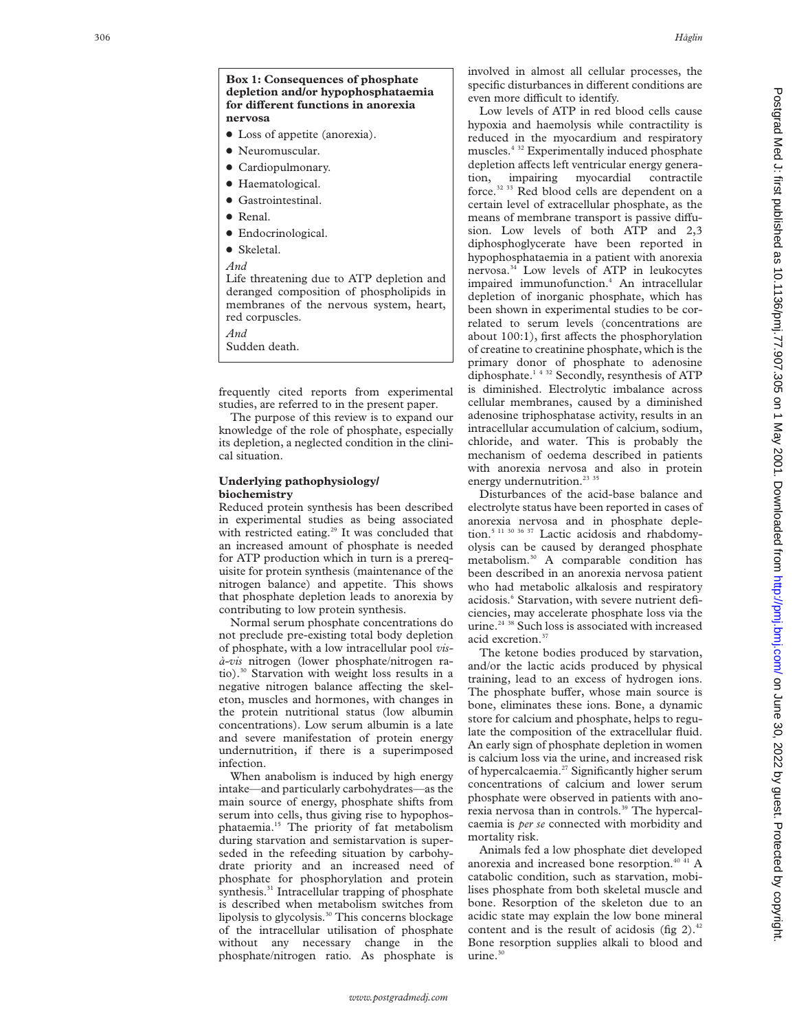**Box 1: Consequences of phosphate depletion and/or hypophosphataemia for different functions in anorexia nervosa**

- Loss of appetite (anorexia).
- Neuromuscular.
- Cardiopulmonary.
- Haematological.
- Gastrointestinal.
- Renal.
- Endocrinological.
- Skeletal.

*And*

Life threatening due to ATP depletion and deranged composition of phospholipids in membranes of the nervous system, heart, red corpuscles.

*And*

Sudden death.

frequently cited reports from experimental studies, are referred to in the present paper.

The purpose of this review is to expand our knowledge of the role of phosphate, especially its depletion, a neglected condition in the clinical situation.

## Underlying pathophysiology/biochemistry

Reduced protein synthesis has been described in experimental studies as being associated with restricted eating.[29] It was concluded that an increased amount of phosphate is needed for ATP production which in turn is a prerequisite for protein synthesis (maintenance of the nitrogen balance) and appetite. This shows that phosphate depletion leads to anorexia by contributing to low protein synthesis.

Normal serum phosphate concentrations do not preclude pre-existing total body depletion of phosphate, with a low intracellular pool *vis-à-vis* nitrogen (lower phosphate/nitrogen ratio).[30] Starvation with weight loss results in a negative nitrogen balance affecting the skeleton, muscles and hormones, with changes in the protein nutritional status (low albumin concentrations). Low serum albumin is a late and severe manifestation of protein energy undernutrition, if there is a superimposed infection.

When anabolism is induced by high energy intake—and particularly carbohydrates—as the main source of energy, phosphate shifts from serum into cells, thus giving rise to hypophosphataemia.[15] The priority of fat metabolism during starvation and semistarvation is superseded in the refeeding situation by carbohydrate priority and an increased need of phosphate for phosphorylation and protein synthesis.[31] Intracellular trapping of phosphate is described when metabolism switches from lipolysis to glycolysis.[30] This concerns blockage of the intracellular utilisation of phosphate without any necessary change in the phosphate/nitrogen ratio. As phosphate is involved in almost all cellular processes, the specific disturbances in different conditions are even more difficult to identify.

Low levels of ATP in red blood cells cause hypoxia and haemolysis while contractility is reduced in the myocardium and respiratory muscles.[4 32] Experimentally induced phosphate depletion affects left ventricular energy generation, impairing myocardial contractile force.[32 33] Red blood cells are dependent on a certain level of extracellular phosphate, as the means of membrane transport is passive diffusion. Low levels of both ATP and 2,3 diphosphoglycerate have been reported in hypophosphataemia in a patient with anorexia nervosa.[34] Low levels of ATP in leukocytes impaired immunofunction.[4] An intracellular depletion of inorganic phosphate, which has been shown in experimental studies to be correlated to serum levels (concentrations are about 100:1), first affects the phosphorylation of creatine to creatinine phosphate, which is the primary donor of phosphate to adenosine diphosphate.[1 4 32] Secondly, resynthesis of ATP is diminished. Electrolytic imbalance across cellular membranes, caused by a diminished adenosine triphosphatase activity, results in an intracellular accumulation of calcium, sodium, chloride, and water. This is probably the mechanism of oedema described in patients with anorexia nervosa and also in protein energy undernutrition.[23 35]

Disturbances of the acid-base balance and electrolyte status have been reported in cases of anorexia nervosa and in phosphate depletion.[5 11 30 36 37] Lactic acidosis and rhabdomyolysis can be caused by deranged phosphate metabolism.[30] A comparable condition has been described in an anorexia nervosa patient who had metabolic alkalosis and respiratory acidosis.[6] Starvation, with severe nutrient deficiencies, may accelerate phosphate loss via the urine.[24 38] Such loss is associated with increased acid excretion.[37]

The ketone bodies produced by starvation, and/or the lactic acids produced by physical training, lead to an excess of hydrogen ions. The phosphate buffer, whose main source is bone, eliminates these ions. Bone, a dynamic store for calcium and phosphate, helps to regulate the composition of the extracellular fluid. An early sign of phosphate depletion in women is calcium loss via the urine, and increased risk of hypercalcaemia.[27] Significantly higher serum concentrations of calcium and lower serum phosphate were observed in patients with anorexia nervosa than in controls.[39] The hypercalcaemia is *per se* connected with morbidity and mortality risk.

Animals fed a low phosphate diet developed anorexia and increased bone resorption.[40 41] A catabolic condition, such as starvation, mobilises phosphate from both skeletal muscle and bone. Resorption of the skeleton due to an acidic state may explain the low bone mineral content and is the result of acidosis (fig 2).[42] Bone resorption supplies alkali to blood and urine.[30]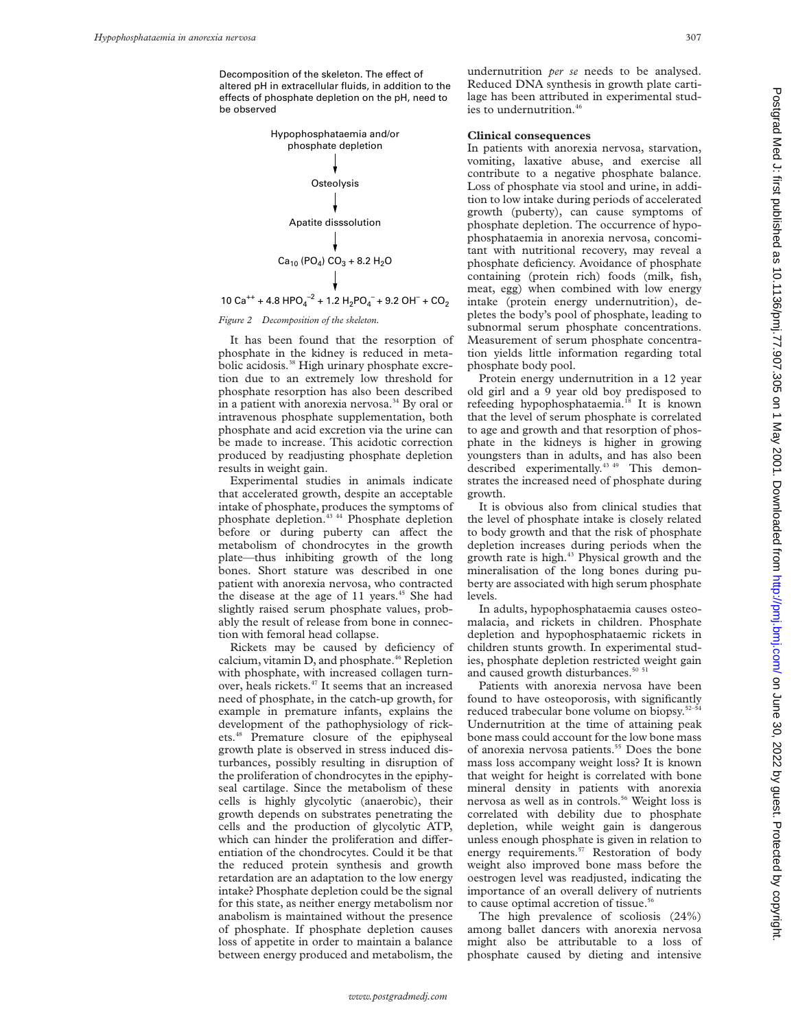Decomposition of the skeleton. The effect of altered pH in extracellular fluids, in addition to the effects of phosphate depletion on the pH, need to be observed

Hypophosphataemia and/or phosphate depletion

↓

Osteolysis

↓

Apatite disssolution

↓

$Ca_{10}(PO_4)CO_3 + 8.2\ H_2O$

↓

$10\ Ca^{++} + 4.8\ HPO_4^{-2} + 1.2\ H_2PO_4^{-} + 9.2\ OH^{-} + CO_2$

*Figure 2 Decomposition of the skeleton.*

It has been found that the resorption of phosphate in the kidney is reduced in metabolic acidosis.[38] High urinary phosphate excretion due to an extremely low threshold for phosphate resorption has also been described in a patient with anorexia nervosa.[34] By oral or intravenous phosphate supplementation, both phosphate and acid excretion via the urine can be made to increase. This acidotic correction produced by readjusting phosphate depletion results in weight gain.

Experimental studies in animals indicate that accelerated growth, despite an acceptable intake of phosphate, produces the symptoms of phosphate depletion.[43 44] Phosphate depletion before or during puberty can affect the metabolism of chondrocytes in the growth plate—thus inhibiting growth of the long bones. Short stature was described in one patient with anorexia nervosa, who contracted the disease at the age of 11 years.[45] She had slightly raised serum phosphate values, probably the result of release from bone in connection with femoral head collapse.

Rickets may be caused by deficiency of calcium, vitamin D, and phosphate.[46] Repletion with phosphate, with increased collagen turnover, heals rickets.[47] It seems that an increased need of phosphate, in the catch-up growth, for example in premature infants, explains the development of the pathophysiology of rickets.[48] Premature closure of the epiphyseal growth plate is observed in stress induced disturbances, possibly resulting in disruption of the proliferation of chondrocytes in the epiphyseal cartilage. Since the metabolism of these cells is highly glycolytic (anaerobic), their growth depends on substrates penetrating the cells and the production of glycolytic ATP, which can hinder the proliferation and differentiation of the chondrocytes. Could it be that the reduced protein synthesis and growth retardation are an adaptation to the low energy intake? Phosphate depletion could be the signal for this state, as neither energy metabolism nor anabolism is maintained without the presence of phosphate. If phosphate depletion causes loss of appetite in order to maintain a balance between energy produced and metabolism, the undernutrition *per se* needs to be analysed. Reduced DNA synthesis in growth plate cartilage has been attributed in experimental studies to undernutrition.[46]

## Clinical consequences

In patients with anorexia nervosa, starvation, vomiting, laxative abuse, and exercise all contribute to a negative phosphate balance. Loss of phosphate via stool and urine, in addition to low intake during periods of accelerated growth (puberty), can cause symptoms of phosphate depletion. The occurrence of hypophosphataemia in anorexia nervosa, concomitant with nutritional recovery, may reveal a phosphate deficiency. Avoidance of phosphate containing (protein rich) foods (milk, fish, meat, egg) when combined with low energy intake (protein energy undernutrition), depletes the body's pool of phosphate, leading to subnormal serum phosphate concentrations. Measurement of serum phosphate concentration yields little information regarding total phosphate body pool.

Protein energy undernutrition in a 12 year old girl and a 9 year old boy predisposed to refeeding hypophosphataemia.[18] It is known that the level of serum phosphate is correlated to age and growth and that resorption of phosphate in the kidneys is higher in growing youngsters than in adults, and has also been described experimentally.[43 49] This demonstrates the increased need of phosphate during growth.

It is obvious also from clinical studies that the level of phosphate intake is closely related to body growth and that the risk of phosphate depletion increases during periods when the growth rate is high.[43] Physical growth and the mineralisation of the long bones during puberty are associated with high serum phosphate levels.

In adults, hypophosphataemia causes osteomalacia, and rickets in children. Phosphate depletion and hypophosphataemic rickets in children stunts growth. In experimental studies, phosphate depletion restricted weight gain and caused growth disturbances.[50 51]

Patients with anorexia nervosa have been found to have osteoporosis, with significantly reduced trabecular bone volume on biopsy.[52–54] Undernutrition at the time of attaining peak bone mass could account for the low bone mass of anorexia nervosa patients.[55] Does the bone mass loss accompany weight loss? It is known that weight for height is correlated with bone mineral density in patients with anorexia nervosa as well as in controls.[56] Weight loss is correlated with debility due to phosphate depletion, while weight gain is dangerous unless enough phosphate is given in relation to energy requirements.[57] Restoration of body weight also improved bone mass before the oestrogen level was readjusted, indicating the importance of an overall delivery of nutrients to cause optimal accretion of tissue.[56]

The high prevalence of scoliosis (24%) among ballet dancers with anorexia nervosa might also be attributable to a loss of phosphate caused by dieting and intensive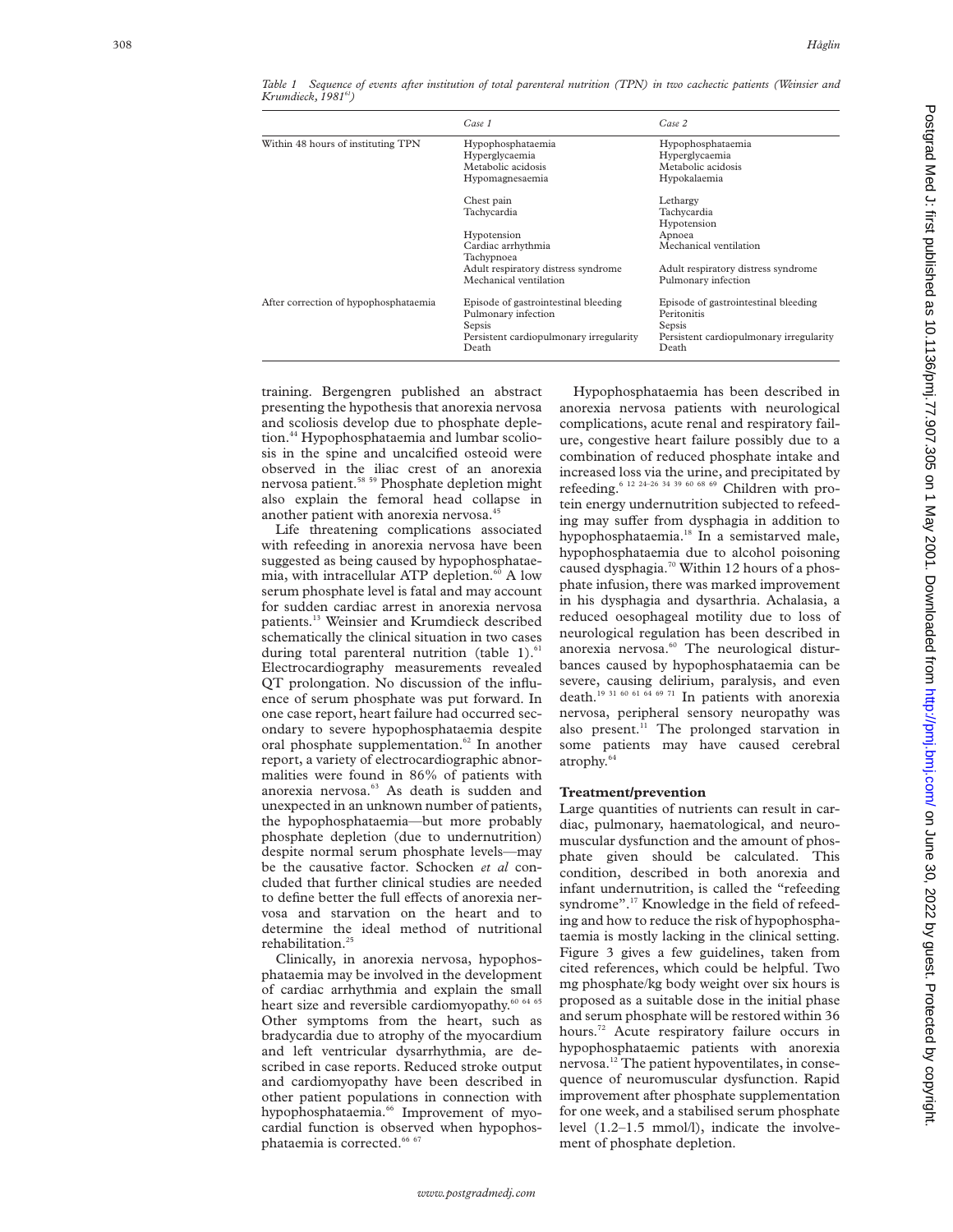*Table 1 Sequence of events after institution of total parenteral nutrition (TPN) in two cachectic patients (Weinsier and Krumdieck, 1981[61])*

| | *Case 1* | *Case 2* |
|---|---|---|
| Within 48 hours of instituting TPN | Hypophosphataemia<br>Hyperglycaemia<br>Metabolic acidosis<br>Hypomagnesaemia | Hypophosphataemia<br>Hyperglycaemia<br>Metabolic acidosis<br>Hypokalaemia |
| | Chest pain<br>Tachycardia<br><br>Hypotension<br>Cardiac arrhythmia<br>Tachypnoea<br>Adult respiratory distress syndrome<br>Mechanical ventilation | Lethargy<br>Tachycardia<br>Hypotension<br>Apnoea<br>Mechanical ventilation<br><br>Adult respiratory distress syndrome<br>Pulmonary infection |
| After correction of hypophosphataemia | Episode of gastrointestinal bleeding<br>Pulmonary infection<br>Sepsis<br>Persistent cardiopulmonary irregularity<br>Death | Episode of gastrointestinal bleeding<br>Peritonitis<br>Sepsis<br>Persistent cardiopulmonary irregularity<br>Death |

training. Bergengren published an abstract presenting the hypothesis that anorexia nervosa and scoliosis develop due to phosphate depletion.[44] Hypophosphataemia and lumbar scoliosis in the spine and uncalcified osteoid were observed in the iliac crest of an anorexia nervosa patient.[58 59] Phosphate depletion might also explain the femoral head collapse in another patient with anorexia nervosa.[45]

Life threatening complications associated with refeeding in anorexia nervosa have been suggested as being caused by hypophosphataemia, with intracellular ATP depletion.[60] A low serum phosphate level is fatal and may account for sudden cardiac arrest in anorexia nervosa patients.[13] Weinsier and Krumdieck described schematically the clinical situation in two cases during total parenteral nutrition (table 1).[61] Electrocardiography measurements revealed QT prolongation. No discussion of the influence of serum phosphate was put forward. In one case report, heart failure had occurred secondary to severe hypophosphataemia despite oral phosphate supplementation.[62] In another report, a variety of electrocardiographic abnormalities were found in 86% of patients with anorexia nervosa.[63] As death is sudden and unexpected in an unknown number of patients, the hypophosphataemia—but more probably phosphate depletion (due to undernutrition) despite normal serum phosphate levels—may be the causative factor. Schocken *et al* concluded that further clinical studies are needed to define better the full effects of anorexia nervosa and starvation on the heart and to determine the ideal method of nutritional rehabilitation.[25]

Clinically, in anorexia nervosa, hypophosphataemia may be involved in the development of cardiac arrhythmia and explain the small heart size and reversible cardiomyopathy.[60 64 65] Other symptoms from the heart, such as bradycardia due to atrophy of the myocardium and left ventricular dysarrhythmia, are described in case reports. Reduced stroke output and cardiomyopathy have been described in other patient populations in connection with hypophosphataemia.[66] Improvement of myocardial function is observed when hypophosphataemia is corrected.[66 67]

Hypophosphataemia has been described in anorexia nervosa patients with neurological complications, acute renal and respiratory failure, congestive heart failure possibly due to a combination of reduced phosphate intake and increased loss via the urine, and precipitated by refeeding.[6 12 24–26 34 39 60 68 69] Children with protein energy undernutrition subjected to refeeding may suffer from dysphagia in addition to hypophosphataemia.[18] In a semistarved male, hypophosphataemia due to alcohol poisoning caused dysphagia.[70] Within 12 hours of a phosphate infusion, there was marked improvement in his dysphagia and dysarthria. Achalasia, a reduced oesophageal motility due to loss of neurological regulation has been described in anorexia nervosa.[60] The neurological disturbances caused by hypophosphataemia can be severe, causing delirium, paralysis, and even death.[19 31 60 61 64 69 71] In patients with anorexia nervosa, peripheral sensory neuropathy was also present.[11] The prolonged starvation in some patients may have caused cerebral atrophy.[64]

## Treatment/prevention

Large quantities of nutrients can result in cardiac, pulmonary, haematological, and neuromuscular dysfunction and the amount of phosphate given should be calculated. This condition, described in both anorexia and infant undernutrition, is called the "refeeding syndrome".[17] Knowledge in the field of refeeding and how to reduce the risk of hypophosphataemia is mostly lacking in the clinical setting. Figure 3 gives a few guidelines, taken from cited references, which could be helpful. Two mg phosphate/kg body weight over six hours is proposed as a suitable dose in the initial phase and serum phosphate will be restored within 36 hours.[72] Acute respiratory failure occurs in hypophosphataemic patients with anorexia nervosa.[12] The patient hypoventilates, in consequence of neuromuscular dysfunction. Rapid improvement after phosphate supplementation for one week, and a stabilised serum phosphate level (1.2–1.5 mmol/l), indicate the involvement of phosphate depletion.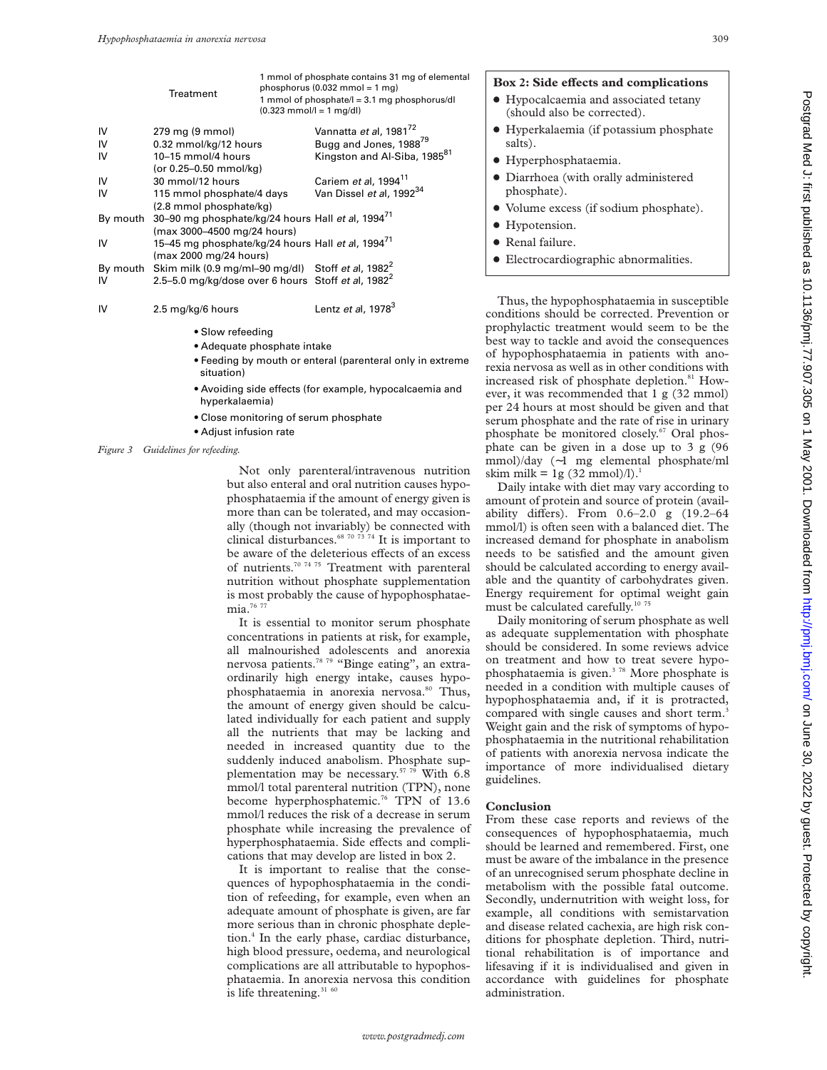| Treatment | | 1 mmol of phosphate contains 31 mg of elemental phosphorus (0.032 mmol = 1 mg) 1 mmol of phosphate/l = 3.1 mg phosphorus/dl (0.323 mmol/l = 1 mg/dl) |
|---|---|---|
| IV | 279 mg (9 mmol) | Vannatta *et al*, 1981[72] |
| IV | 0.32 mmol/kg/12 hours | Bugg and Jones, 1988[79] |
| IV | 10–15 mmol/4 hours (or 0.25–0.50 mmol/kg) | Kingston and Al-Siba, 1985[81] |
| IV | 30 mmol/12 hours | Cariem *et al*, 1994[11] |
| IV | 115 mmol phosphate/4 days (2.8 mmol phosphate/kg) | Van Dissel *et al*, 1992[34] |
| By mouth | 30–90 mg phosphate/kg/24 hours (max 3000–4500 mg/24 hours) | Hall *et al*, 1994[71] |
| IV | 15–45 mg phosphate/kg/24 hours (max 2000 mg/24 hours) | Hall *et al*, 1994[71] |
| By mouth | Skim milk (0.9 mg/ml–90 mg/dl) | Stoff *et al*, 1982[2] |
| IV | 2.5–5.0 mg/kg/dose over 6 hours | Stoff *et al*, 1982[2] |
| IV | 2.5 mg/kg/6 hours | Lentz *et al*, 1978[3] |

- Slow refeeding
- Adequate phosphate intake
- Feeding by mouth or enteral (parenteral only in extreme situation)
- Avoiding side effects (for example, hypocalcaemia and hyperkalaemia)
- Close monitoring of serum phosphate
- Adjust infusion rate

*Figure 3 Guidelines for refeeding.*

Not only parenteral/intravenous nutrition but also enteral and oral nutrition causes hypophosphataemia if the amount of energy given is more than can be tolerated, and may occasionally (though not invariably) be connected with clinical disturbances.[68 70 73 74] It is important to be aware of the deleterious effects of an excess of nutrients.[70 74 75] Treatment with parenteral nutrition without phosphate supplementation is most probably the cause of hypophosphataemia.[76 77]

It is essential to monitor serum phosphate concentrations in patients at risk, for example, all malnourished adolescents and anorexia nervosa patients.[78 79] "Binge eating", an extraordinarily high energy intake, causes hypophosphataemia in anorexia nervosa.[80] Thus, the amount of energy given should be calculated individually for each patient and supply all the nutrients that may be lacking and needed in increased quantity due to the suddenly induced anabolism. Phosphate supplementation may be necessary.[57 79] With 6.8 mmol/l total parenteral nutrition (TPN), none become hyperphosphatemic.[76] TPN of 13.6 mmol/l reduces the risk of a decrease in serum phosphate while increasing the prevalence of hyperphosphataemia. Side effects and complications that may develop are listed in box 2.

It is important to realise that the consequences of hypophosphataemia in the condition of refeeding, for example, even when an adequate amount of phosphate is given, are far more serious than in chronic phosphate depletion.[4] In the early phase, cardiac disturbance, high blood pressure, oedema, and neurological complications are all attributable to hypophosphataemia. In anorexia nervosa this condition is life threatening.[31 60]

**Box 2: Side effects and complications**

- Hypocalcaemia and associated tetany (should also be corrected).
- Hyperkalaemia (if potassium phosphate salts).
- Hyperphosphataemia.
- Diarrhoea (with orally administered phosphate).
- Volume excess (if sodium phosphate).
- Hypotension.
- Renal failure.
- Electrocardiographic abnormalities.

Thus, the hypophosphataemia in susceptible conditions should be corrected. Prevention or prophylactic treatment would seem to be the best way to tackle and avoid the consequences of hypophosphataemia in patients with anorexia nervosa as well as in other conditions with increased risk of phosphate depletion.[81] However, it was recommended that 1 g (32 mmol) per 24 hours at most should be given and that serum phosphate and the rate of rise in urinary phosphate be monitored closely.[67] Oral phosphate can be given in a dose up to 3 g (96 mmol)/day (~1 mg elemental phosphate/ml skim milk = 1g (32 mmol)/l).[1]

Daily intake with diet may vary according to amount of protein and source of protein (availability differs). From 0.6–2.0 g (19.2–64 mmol/l) is often seen with a balanced diet. The increased demand for phosphate in anabolism needs to be satisfied and the amount given should be calculated according to energy available and the quantity of carbohydrates given. Energy requirement for optimal weight gain must be calculated carefully.[10 75]

Daily monitoring of serum phosphate as well as adequate supplementation with phosphate should be considered. In some reviews advice on treatment and how to treat severe hypophosphataemia is given.[3 78] More phosphate is needed in a condition with multiple causes of hypophosphataemia and, if it is protracted, compared with single causes and short term.[3] Weight gain and the risk of symptoms of hypophosphataemia in the nutritional rehabilitation of patients with anorexia nervosa indicate the importance of more individualised dietary guidelines.

## Conclusion

From these case reports and reviews of the consequences of hypophosphataemia, much should be learned and remembered. First, one must be aware of the imbalance in the presence of an unrecognised serum phosphate decline in metabolism with the possible fatal outcome. Secondly, undernutrition with weight loss, for example, all conditions with semistarvation and disease related cachexia, are high risk conditions for phosphate depletion. Third, nutritional rehabilitation is of importance and lifesaving if it is individualised and given in accordance with guidelines for phosphate administration.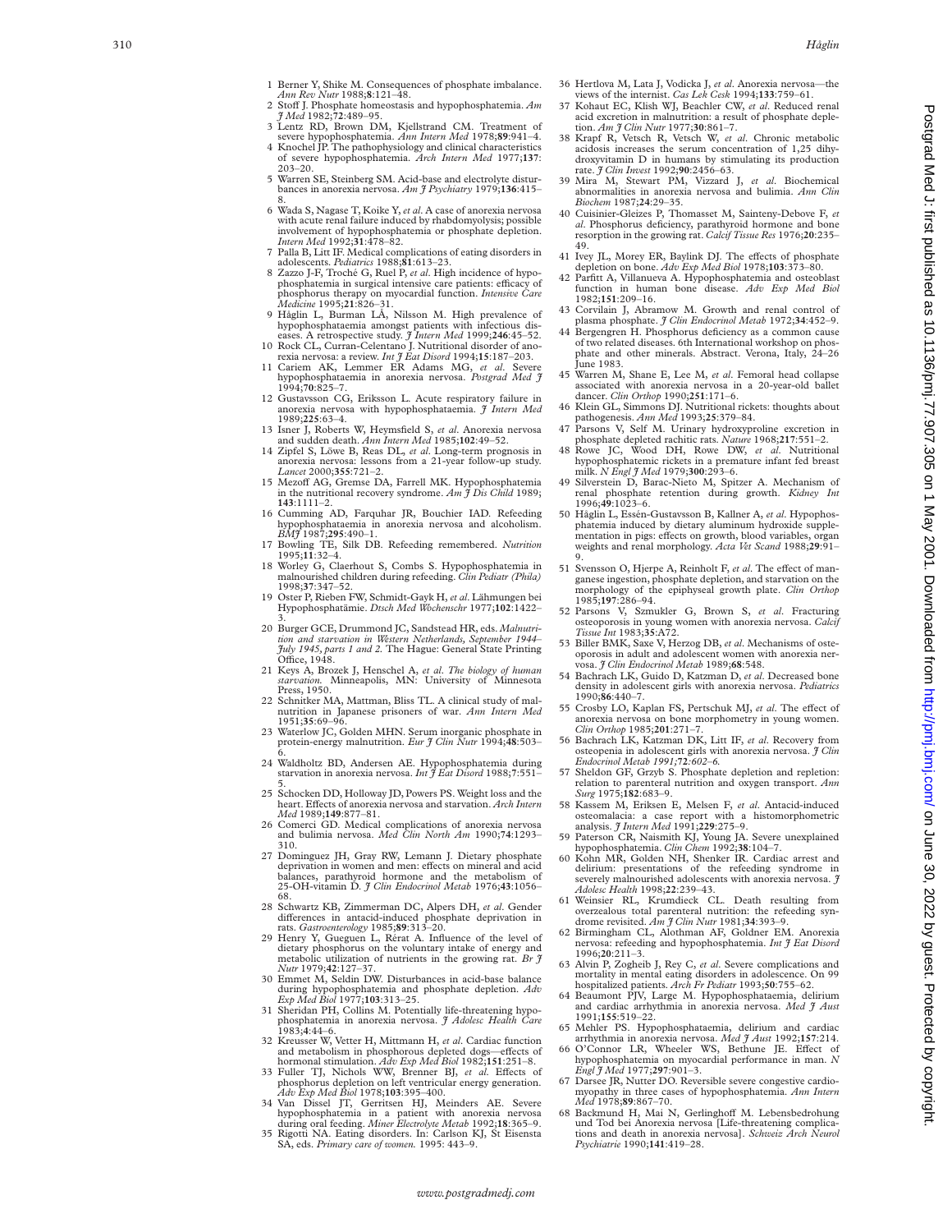1 Berner Y, Shike M. Consequences of phosphate imbalance. *Ann Rev Nutr* 1988;**8**:121–48.
2 Stoff J. Phosphate homeostasis and hypophosphatemia. *Am J Med* 1982;**72**:489–95.
3 Lentz RD, Brown DM, Kjellstrand CM. Treatment of severe hypophosphatemia. *Ann Intern Med* 1978;**89**:941–4.
4 Knochel JP. The pathophysiology and clinical characteristics of severe hypophosphatemia. *Arch Intern Med* 1977;**137**: 203–20.
5 Warren SE, Steinberg SM. Acid-base and electrolyte disturbances in anorexia nervosa. *Am J Psychiatry* 1979;**136**:415–8.
6 Wada S, Nagase T, Koike Y, *et al*. A case of anorexia nervosa with acute renal failure induced by rhabdomyolysis; possible involvement of hypophosphatemia or phosphate depletion. *Intern Med* 1992;**31**:478–82.
7 Palla B, Litt IF. Medical complications of eating disorders in adolescents. *Pediatrics* 1988;**81**:613–23.
8 Zazzo J-F, Troché G, Ruel P, *et al*. High incidence of hypophosphatemia in surgical intensive care patients: efficacy of phosphorus therapy on myocardial function. *Intensive Care Medicine* 1995;**21**:826–31.
9 Håglin L, Burman LÅ, Nilsson M. High prevalence of hypophosphataemia amongst patients with infectious diseases. A retrospective study. *J Intern Med* 1999;**246**:45–52.
10 Rock CL, Curran-Celentano J. Nutritional disorder of anorexia nervosa: a review. *Int J Eat Disord* 1994;**15**:187–203.
11 Cariem AK, Lemmer ER Adams MG, *et al*. Severe hypophosphataemia in anorexia nervosa. *Postgrad Med J* 1994;**70**:825–7.
12 Gustavsson CG, Eriksson L. Acute respiratory failure in anorexia nervosa with hypophosphataemia. *J Intern Med* 1989;**225**:63–4.
13 Isner J, Roberts W, Heymsfield S, *et al*. Anorexia nervosa and sudden death. *Ann Intern Med* 1985;**102**:49–52.
14 Zipfel S, Löwe B, Reas DL, *et al*. Long-term prognosis in anorexia nervosa: lessons from a 21-year follow-up study. *Lancet* 2000;**355**:721–2.
15 Mezoff AG, Gremse DA, Farrell MK. Hypophosphatemia in the nutritional recovery syndrome. *Am J Dis Child* 1989; **143**:1111–2.
16 Cumming AD, Farquhar JR, Bouchier IAD. Refeeding hypophosphataemia in anorexia nervosa and alcoholism. *BMJ* 1987;**295**:490–1.
17 Bowling TE, Silk DB. Refeeding remembered. *Nutrition* 1995;**11**:32–4.
18 Worley G, Claerhout S, Combs S. Hypophosphatemia in malnourished children during refeeding. *Clin Pediatr (Phila)* 1998;**37**:347–52.
19 Oster P, Rieben FW, Schmidt-Gayk H, *et al*. Lähmungen bei Hypophosphatämie. *Dtsch Med Wochenschr* 1977;**102**:1422–3.
20 Burger GCE, Drummond JC, Sandstead HR, eds. *Malnutrition and starvation in Western Netherlands, September 1944–July 1945, parts 1 and 2.* The Hague: General State Printing Office, 1948.
21 Keys A, Brozek J, Henschel A, *et al*. *The biology of human starvation.* Minneapolis, MN: University of Minnesota Press, 1950.
22 Schnitker MA, Mattman, Bliss TL. A clinical study of malnutrition in Japanese prisoners of war. *Ann Intern Med* 1951;**35**:69–96.
23 Waterlow JC, Golden MHN. Serum inorganic phosphate in protein-energy malnutrition. *Eur J Clin Nutr* 1994;**48**:503–6.
24 Waldholtz BD, Andersen AE. Hypophosphatemia during starvation in anorexia nervosa. *Int J Eat Disord* 1988;**7**:551–5.
25 Schocken DD, Holloway JD, Powers PS. Weight loss and the heart. Effects of anorexia nervosa and starvation. *Arch Intern Med* 1989;**149**:877–81.
26 Comerci GD. Medical complications of anorexia nervosa and bulimia nervosa. *Med Clin North Am* 1990;**74**:1293–310.
27 Dominguez JH, Gray RW, Lemann J. Dietary phosphate deprivation in women and men: effects on mineral and acid balances, parathyroid hormone and the metabolism of 25-OH-vitamin D. *J Clin Endocrinol Metab* 1976;**43**:1056–68.
28 Schwartz KB, Zimmerman DC, Alpers DH, *et al*. Gender differences in antacid-induced phosphate deprivation in rats. *Gastroenterology* 1985;**89**:313–20.
29 Henry Y, Gueguen L, Rérat A. Influence of the level of dietary phosphorus on the voluntary intake of energy and metabolic utilization of nutrients in the growing rat. *Br J Nutr* 1979;**42**:127–37.
30 Emmet M, Seldin DW. Disturbances in acid-base balance during hypophosphatemia and phosphate depletion. *Adv Exp Med Biol* 1977;**103**:313–25.
31 Sheridan PH, Collins M. Potentially life-threatening hypophosphatemia in anorexia nervosa. *J Adolesc Health Care* 1983;**4**:44–6.
32 Kreusser W, Vetter H, Mittmann H, *et al*. Cardiac function and metabolism in phosphorous depleted dogs—effects of hormonal stimulation. *Adv Exp Med Biol* 1982;**151**:251–8.
33 Fuller TJ, Nichols WW, Brenner BJ, *et al*. Effects of phosphorus depletion on left ventricular energy generation. *Adv Exp Med Biol* 1978;**103**:395–400.
34 Van Dissel JT, Gerritsen HJ, Meinders AE. Severe hypophosphatemia in a patient with anorexia nervosa during oral feeding. *Miner Electrolyte Metab* 1992;**18**:365–9.
35 Rigotti NA. Eating disorders. In: Carlson KJ, St Eisensta SA, eds. *Primary care of women.* 1995: 443–9.
36 Hertlova M, Lata J, Vodicka J, *et al*. Anorexia nervosa—the views of the internist. *Cas Lek Cesk* 1994;**133**:759–61.
37 Kohaut EC, Klish WJ, Beachler CW, *et al*. Reduced renal acid excretion in malnutrition: a result of phosphate depletion. *Am J Clin Nutr* 1977;**30**:861–7.
38 Krapf R, Vetsch R, Vetsch W, *et al*. Chronic metabolic acidosis increases the serum concentration of 1,25 dihydroxyvitamin D in humans by stimulating its production rate. *J Clin Invest* 1992;**90**:2456–63.
39 Mira M, Stewart PM, Vizzard J, *et al*. Biochemical abnormalities in anorexia nervosa and bulimia. *Ann Clin Biochem* 1987;**24**:29–35.
40 Cuisinier-Gleizes P, Thomasset M, Sainteny-Debove F, *et al*. Phosphorus deficiency, parathyroid hormone and bone resorption in the growing rat. *Calcif Tissue Res* 1976;**20**:235–49.
41 Ivey JL, Morey ER, Baylink DJ. The effects of phosphate depletion on bone. *Adv Exp Med Biol* 1978;**103**:373–80.
42 Parfitt A, Villanueva A. Hypophosphatemia and osteoblast function in human bone disease. *Adv Exp Med Biol* 1982;**151**:209–16.
43 Corvilain J, Abramow M. Growth and renal control of plasma phosphate. *J Clin Endocrinol Metab* 1972;**34**:452–9.
44 Bergengren H. Phosphorus deficiency as a common cause of two related diseases. 6th International workshop on phosphate and other minerals. Abstract. Verona, Italy, 24–26 June 1983.
45 Warren M, Shane E, Lee M, *et al*. Femoral head collapse associated with anorexia nervosa in a 20-year-old ballet dancer. *Clin Orthop* 1990;**251**:171–6.
46 Klein GL, Simmons DJ. Nutritional rickets: thoughts about pathogenesis. *Ann Med* 1993;**25**:379–84.
47 Parsons V, Self M. Urinary hydroxyproline excretion in phosphate depleted rachitic rats. *Nature* 1968;**217**:551–2.
48 Rowe JC, Wood DH, Rowe DW, *et al*. Nutritional hypophosphatemic rickets in a premature infant fed breast milk. *N Engl J Med* 1979;**300**:293–6.
49 Silverstein D, Barac-Nieto M, Spitzer A. Mechanism of renal phosphate retention during growth. *Kidney Int* 1996;**49**:1023–6.
50 Håglin L, Essén-Gustavsson B, Kallner A, *et al*. Hypophosphatemia induced by dietary aluminum hydroxide supplementation in pigs: effects on growth, blood variables, organ weights and renal morphology. *Acta Vet Scand* 1988;**29**:91–9.
51 Svensson O, Hjerpe A, Reinholt F, *et al*. The effect of manganese ingestion, phosphate depletion, and starvation on the morphology of the epiphyseal growth plate. *Clin Orthop* 1985;**197**:286–94.
52 Parsons V, Szmukler G, Brown S, *et al*. Fracturing osteoporosis in young women with anorexia nervosa. *Calcif Tissue Int* 1983;**35**:A72.
53 Biller BMK, Saxe V, Herzog DB, *et al*. Mechanisms of osteoporosis in adult and adolescent women with anorexia nervosa. *J Clin Endocrinol Metab* 1989;**68**:548.
54 Bachrach LK, Guido D, Katzman D, *et al*. Decreased bone density in adolescent girls with anorexia nervosa. *Pediatrics* 1990;**86**:440–7.
55 Crosby LO, Kaplan FS, Pertschuk MJ, *et al*. The effect of anorexia nervosa on bone morphometry in young women. *Clin Orthop* 1985;**201**:271–7.
56 Bachrach LK, Katzman DK, Litt IF, *et al*. Recovery from osteopenia in adolescent girls with anorexia nervosa. *J Clin Endocrinol Metab 1991;***72***:602–6.*
57 Sheldon GF, Grzyb S. Phosphate depletion and repletion: relation to parenteral nutrition and oxygen transport. *Ann Surg* 1975;**182**:683–9.
58 Kassem M, Eriksen E, Melsen F, *et al*. Antacid-induced osteomalacia: a case report with a histomorphometric analysis. *J Intern Med* 1991;**229**:275–9.
59 Paterson CR, Naismith KJ, Young JA. Severe unexplained hypophosphatemia. *Clin Chem* 1992;**38**:104–7.
60 Kohn MR, Golden NH, Shenker IR. Cardiac arrest and delirium: presentations of the refeeding syndrome in severely malnourished adolescents with anorexia nervosa. *J Adolesc Health* 1998;**22**:239–43.
61 Weinsier RL, Krumdieck CL. Death resulting from overzealous total parenteral nutrition: the refeeding syndrome revisited. *Am J Clin Nutr* 1981;**34**:393–9.
62 Birmingham CL, Alothman AF, Goldner EM. Anorexia nervosa: refeeding and hypophosphatemia. *Int J Eat Disord* 1996;**20**:211–3.
63 Alvin P, Zogheib J, Rey C, *et al*. Severe complications and mortality in mental eating disorders in adolescence. On 99 hospitalized patients. *Arch Fr Pediatr* 1993;**50**:755–62.
64 Beaumont PJV, Large M. Hypophosphataemia, delirium and cardiac arrhythmia in anorexia nervosa. *Med J Aust* 1991;**155**:519–22.
65 Mehler PS. Hypophosphataemia, delirium and cardiac arrhythmia in anorexia nervosa. *Med J Aust* 1992;**157**:214.
66 O'Connor LR, Wheeler WS, Bethune JE. Effect of hypophosphatemia on myocardial performance in man. *N Engl J Med* 1977;**297**:901–3.
67 Darsee JR, Nutter DO. Reversible severe congestive cardiomyopathy in three cases of hypophosphatemia. *Ann Intern Med* 1978;**89**:867–70.
68 Backmund H, Mai N, Gerlinghoff M. Lebensbedrohung und Tod bei Anorexia nervosa [Life-threatening complications and death in anorexia nervosa]. *Schweiz Arch Neurol Psychiatrie* 1990;**141**:419–28.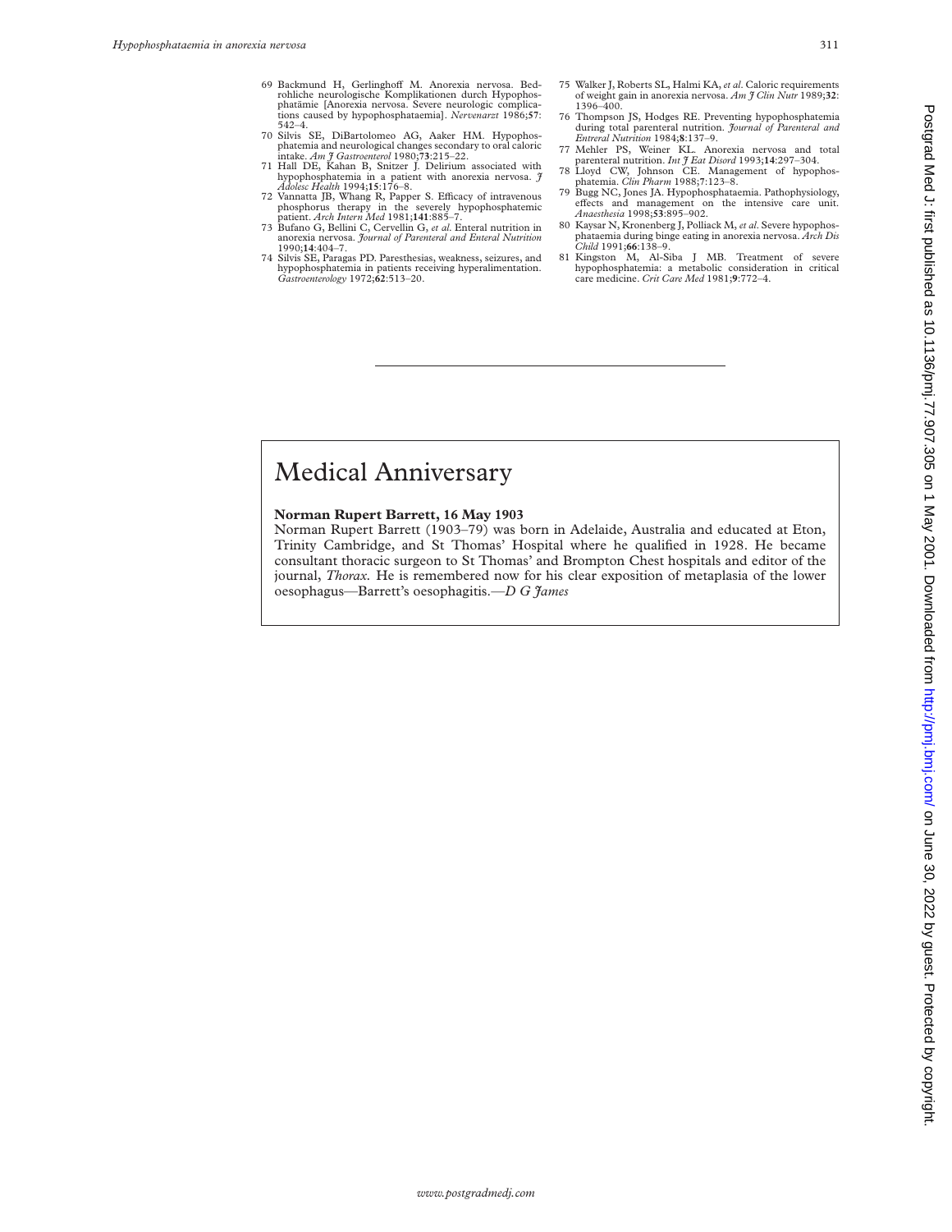69 Backmund H, Gerlinghoff M. Anorexia nervosa. Bedrohliche neurologische Komplikationen durch Hypophosphatämie [Anorexia nervosa. Severe neurologic complications caused by hypophosphataemia]. *Nervenarzt* 1986;**57**:542–4.

70 Silvis SE, DiBartolomeo AG, Aaker HM. Hypophosphatemia and neurological changes secondary to oral caloric intake. *Am J Gastroenterol* 1980;**73**:215–22.

71 Hall DE, Kahan B, Snitzer J. Delirium associated with hypophosphatemia in a patient with anorexia nervosa. *J Adolesc Health* 1994;**15**:176–8.

72 Vannatta JB, Whang R, Papper S. Efficacy of intravenous phosphorus therapy in the severely hypophosphatemic patient. *Arch Intern Med* 1981;**141**:885–7.

73 Bufano G, Bellini C, Cervellin G, *et al*. Enteral nutrition in anorexia nervosa. *Journal of Parenteral and Enteral Nutrition* 1990;**14**:404–7.

74 Silvis SE, Paragas PD. Paresthesias, weakness, seizures, and hypophosphatemia in patients receiving hyperalimentation. *Gastroenterology* 1972;**62**:513–20.

75 Walker J, Roberts SL, Halmi KA, *et al*. Caloric requirements of weight gain in anorexia nervosa. *Am J Clin Nutr* 1989;**32**:1396–400.

76 Thompson JS, Hodges RE. Preventing hypophosphatemia during total parenteral nutrition. *Journal of Parenteral and Entreral Nutrition* 1984;**8**:137–9.

77 Mehler PS, Weiner KL. Anorexia nervosa and total parenteral nutrition. *Int J Eat Disord* 1993;**14**:297–304.

78 Lloyd CW, Johnson CE. Management of hypophosphatemia. *Clin Pharm* 1988;**7**:123–8.

79 Bugg NC, Jones JA. Hypophosphataemia. Pathophysiology, effects and management on the intensive care unit. *Anaesthesia* 1998;**53**:895–902.

80 Kaysar N, Kronenberg J, Polliack M, *et al*. Severe hypophosphataemia during binge eating in anorexia nervosa. *Arch Dis Child* 1991;**66**:138–9.

81 Kingston M, Al-Siba J MB. Treatment of severe hypophosphatemia: a metabolic consideration in critical care medicine. *Crit Care Med* 1981;**9**:772–4.

# Medical Anniversary

**Norman Rupert Barrett, 16 May 1903**

Norman Rupert Barrett (1903–79) was born in Adelaide, Australia and educated at Eton, Trinity Cambridge, and St Thomas' Hospital where he qualified in 1928. He became consultant thoracic surgeon to St Thomas' and Brompton Chest hospitals and editor of the journal, *Thorax*. He is remembered now for his clear exposition of metaplasia of the lower oesophagus—Barrett's oesophagitis.—*D G James*